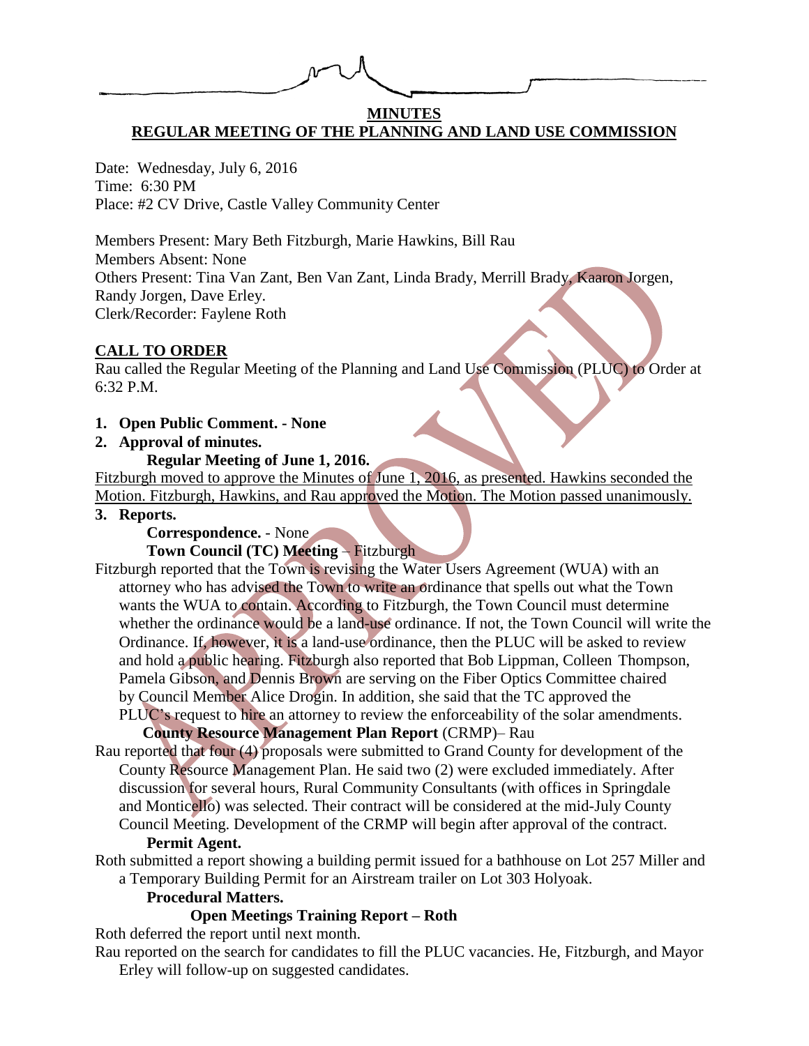# MINUTES

## REGULAR MEETING OF THE PLANNING AND LAND USE COMMISSION

Date: Wednesday, July 6, 2016
Time: 6:30 PM
Place: #2 CV Drive, Castle Valley Community Center

Members Present: Mary Beth Fitzburgh, Marie Hawkins, Bill Rau
Members Absent: None
Others Present: Tina Van Zant, Ben Van Zant, Linda Brady, Merrill Brady, Kaaron Jorgen, Randy Jorgen, Dave Erley.
Clerk/Recorder: Faylene Roth

### CALL TO ORDER

Rau called the Regular Meeting of the Planning and Land Use Commission (PLUC) to Order at 6:32 P.M.

1. **Open Public Comment. - None**
2. **Approval of minutes.**

    **Regular Meeting of June 1, 2016.**

Fitzburgh moved to approve the Minutes of June 1, 2016, as presented. Hawkins seconded the Motion. Fitzburgh, Hawkins, and Rau approved the Motion. The Motion passed unanimously.

3. **Reports.**

    **Correspondence.** - None

    **Town Council (TC) Meeting** – Fitzburgh

Fitzburgh reported that the Town is revising the Water Users Agreement (WUA) with an attorney who has advised the Town to write an ordinance that spells out what the Town wants the WUA to contain. According to Fitzburgh, the Town Council must determine whether the ordinance would be a land-use ordinance. If not, the Town Council will write the Ordinance. If, however, it is a land-use ordinance, then the PLUC will be asked to review and hold a public hearing. Fitzburgh also reported that Bob Lippman, Colleen Thompson, Pamela Gibson, and Dennis Brown are serving on the Fiber Optics Committee chaired by Council Member Alice Drogin. In addition, she said that the TC approved the PLUC's request to hire an attorney to review the enforceability of the solar amendments.

**County Resource Management Plan Report** (CRMP)– Rau

Rau reported that four (4) proposals were submitted to Grand County for development of the County Resource Management Plan. He said two (2) were excluded immediately. After discussion for several hours, Rural Community Consultants (with offices in Springdale and Monticello) was selected. Their contract will be considered at the mid-July County Council Meeting. Development of the CRMP will begin after approval of the contract.

**Permit Agent.**

Roth submitted a report showing a building permit issued for a bathhouse on Lot 257 Miller and a Temporary Building Permit for an Airstream trailer on Lot 303 Holyoak.

**Procedural Matters.**

**Open Meetings Training Report – Roth**

Roth deferred the report until next month.

Rau reported on the search for candidates to fill the PLUC vacancies. He, Fitzburgh, and Mayor Erley will follow-up on suggested candidates.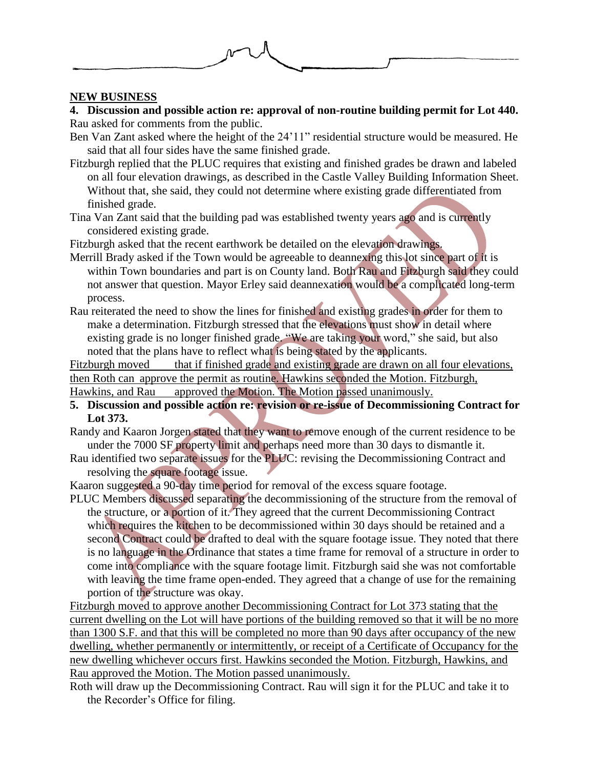**NEW BUSINESS**

**4. Discussion and possible action re: approval of non-routine building permit for Lot 440.**

Rau asked for comments from the public.

Ben Van Zant asked where the height of the 24'11" residential structure would be measured. He said that all four sides have the same finished grade.

Fitzburgh replied that the PLUC requires that existing and finished grades be drawn and labeled on all four elevation drawings, as described in the Castle Valley Building Information Sheet. Without that, she said, they could not determine where existing grade differentiated from finished grade.

Tina Van Zant said that the building pad was established twenty years ago and is currently considered existing grade.

Fitzburgh asked that the recent earthwork be detailed on the elevation drawings.

Merrill Brady asked if the Town would be agreeable to deannexing this lot since part of it is within Town boundaries and part is on County land. Both Rau and Fitzburgh said they could not answer that question. Mayor Erley said deannexation would be a complicated long-term process.

Rau reiterated the need to show the lines for finished and existing grades in order for them to make a determination. Fitzburgh stressed that the elevations must show in detail where existing grade is no longer finished grade. "We are taking your word," she said, but also noted that the plans have to reflect what is being stated by the applicants.

Fitzburgh moved that if finished grade and existing grade are drawn on all four elevations, then Roth can approve the permit as routine. Hawkins seconded the Motion. Fitzburgh, Hawkins, and Rau approved the Motion. The Motion passed unanimously.

**5. Discussion and possible action re: revision or re-issue of Decommissioning Contract for Lot 373.**

Randy and Kaaron Jorgen stated that they want to remove enough of the current residence to be under the 7000 SF property limit and perhaps need more than 30 days to dismantle it.

Rau identified two separate issues for the PLUC: revising the Decommissioning Contract and resolving the square footage issue.

Kaaron suggested a 90-day time period for removal of the excess square footage.

PLUC Members discussed separating the decommissioning of the structure from the removal of the structure, or a portion of it. They agreed that the current Decommissioning Contract which requires the kitchen to be decommissioned within 30 days should be retained and a second Contract could be drafted to deal with the square footage issue. They noted that there is no language in the Ordinance that states a time frame for removal of a structure in order to come into compliance with the square footage limit. Fitzburgh said she was not comfortable with leaving the time frame open-ended. They agreed that a change of use for the remaining portion of the structure was okay.

Fitzburgh moved to approve another Decommissioning Contract for Lot 373 stating that the current dwelling on the Lot will have portions of the building removed so that it will be no more than 1300 S.F. and that this will be completed no more than 90 days after occupancy of the new dwelling, whether permanently or intermittently, or receipt of a Certificate of Occupancy for the new dwelling whichever occurs first. Hawkins seconded the Motion. Fitzburgh, Hawkins, and Rau approved the Motion. The Motion passed unanimously.

Roth will draw up the Decommissioning Contract. Rau will sign it for the PLUC and take it to the Recorder's Office for filing.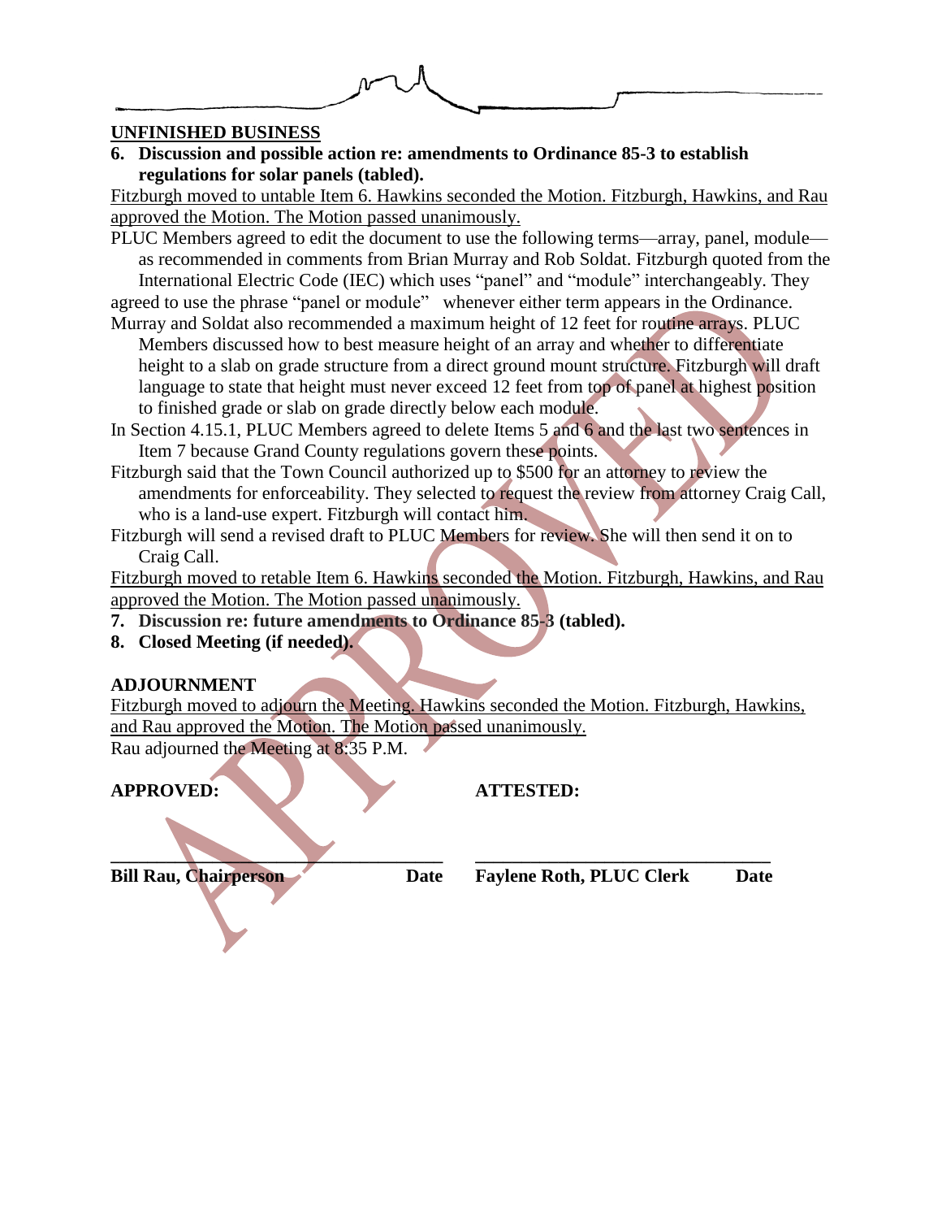## UNFINISHED BUSINESS

**6. Discussion and possible action re: amendments to Ordinance 85-3 to establish regulations for solar panels (tabled).**

Fitzburgh moved to untable Item 6. Hawkins seconded the Motion. Fitzburgh, Hawkins, and Rau approved the Motion. The Motion passed unanimously.

PLUC Members agreed to edit the document to use the following terms—array, panel, module—as recommended in comments from Brian Murray and Rob Soldat. Fitzburgh quoted from the International Electric Code (IEC) which uses "panel" and "module" interchangeably. They agreed to use the phrase "panel or module" whenever either term appears in the Ordinance.

Murray and Soldat also recommended a maximum height of 12 feet for routine arrays. PLUC Members discussed how to best measure height of an array and whether to differentiate height to a slab on grade structure from a direct ground mount structure. Fitzburgh will draft language to state that height must never exceed 12 feet from top of panel at highest position to finished grade or slab on grade directly below each module.

In Section 4.15.1, PLUC Members agreed to delete Items 5 and 6 and the last two sentences in Item 7 because Grand County regulations govern these points.

Fitzburgh said that the Town Council authorized up to $500 for an attorney to review the amendments for enforceability. They selected to request the review from attorney Craig Call, who is a land-use expert. Fitzburgh will contact him.

Fitzburgh will send a revised draft to PLUC Members for review. She will then send it on to Craig Call.

Fitzburgh moved to retable Item 6. Hawkins seconded the Motion. Fitzburgh, Hawkins, and Rau approved the Motion. The Motion passed unanimously.

**7. Discussion re: future amendments to Ordinance 85-3 (tabled).**

**8. Closed Meeting (if needed).**

## ADJOURNMENT

Fitzburgh moved to adjourn the Meeting. Hawkins seconded the Motion. Fitzburgh, Hawkins, and Rau approved the Motion. The Motion passed unanimously.

Rau adjourned the Meeting at 8:35 P.M.

APPROVED

**APPROVED:** **ATTESTED:**

______________________________ ______________________________

**Bill Rau, Chairperson Date** **Faylene Roth, PLUC Clerk Date**